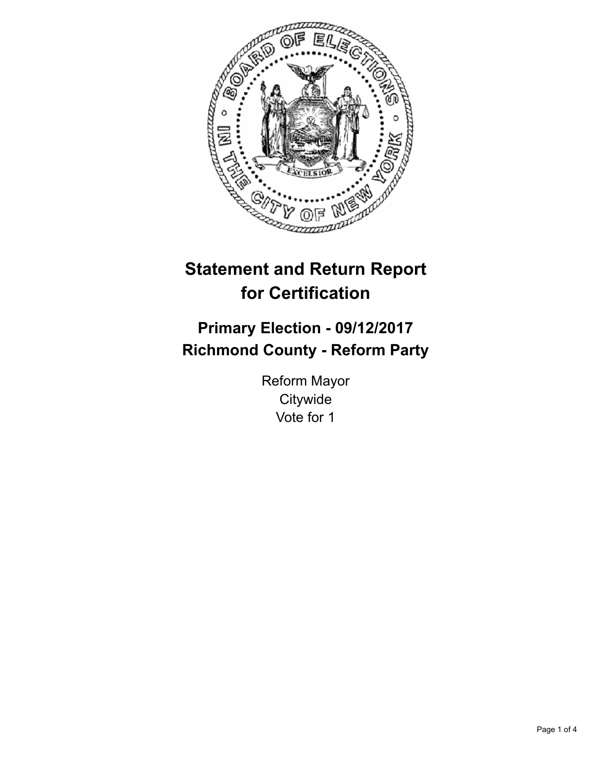# Statement and Return Report for Certification

## Primary Election - 09/12/2017
## Richmond County - Reform Party

Reform Mayor
Citywide
Vote for 1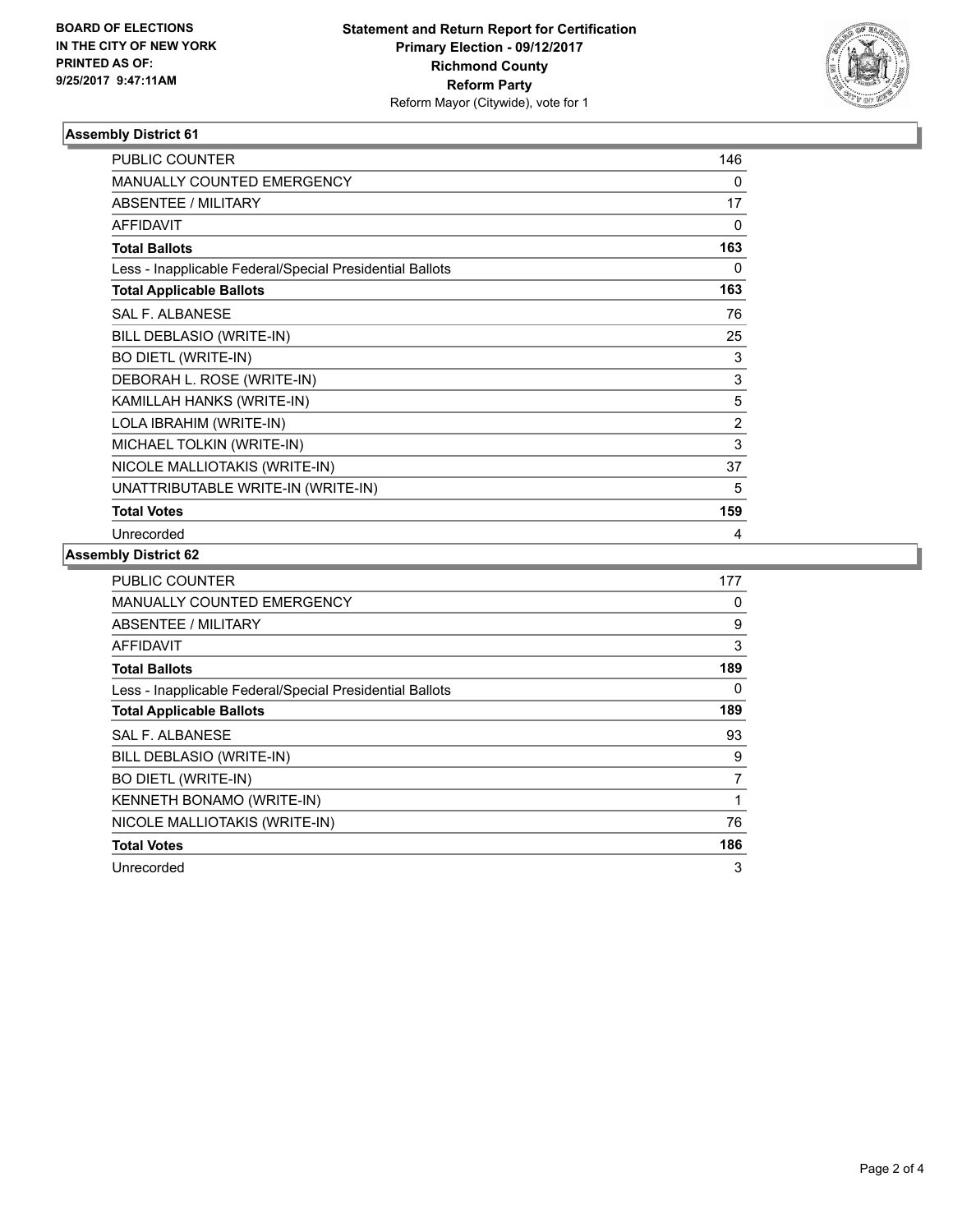**BOARD OF ELECTIONS IN THE CITY OF NEW YORK PRINTED AS OF: 9/25/2017 9:47:11AM**

**Statement and Return Report for Certification**
**Primary Election - 09/12/2017**
**Richmond County**
**Reform Party**
Reform Mayor (Citywide), vote for 1

### Assembly District 61

| | |
|---|---|
| PUBLIC COUNTER | 146 |
| MANUALLY COUNTED EMERGENCY | 0 |
| ABSENTEE / MILITARY | 17 |
| AFFIDAVIT | 0 |
| **Total Ballots** | **163** |
| Less - Inapplicable Federal/Special Presidential Ballots | 0 |
| **Total Applicable Ballots** | **163** |
| SAL F. ALBANESE | 76 |
| BILL DEBLASIO (WRITE-IN) | 25 |
| BO DIETL (WRITE-IN) | 3 |
| DEBORAH L. ROSE (WRITE-IN) | 3 |
| KAMILLAH HANKS (WRITE-IN) | 5 |
| LOLA IBRAHIM (WRITE-IN) | 2 |
| MICHAEL TOLKIN (WRITE-IN) | 3 |
| NICOLE MALLIOTAKIS (WRITE-IN) | 37 |
| UNATTRIBUTABLE WRITE-IN (WRITE-IN) | 5 |
| **Total Votes** | **159** |
| Unrecorded | 4 |

### Assembly District 62

| | |
|---|---|
| PUBLIC COUNTER | 177 |
| MANUALLY COUNTED EMERGENCY | 0 |
| ABSENTEE / MILITARY | 9 |
| AFFIDAVIT | 3 |
| **Total Ballots** | **189** |
| Less - Inapplicable Federal/Special Presidential Ballots | 0 |
| **Total Applicable Ballots** | **189** |
| SAL F. ALBANESE | 93 |
| BILL DEBLASIO (WRITE-IN) | 9 |
| BO DIETL (WRITE-IN) | 7 |
| KENNETH BONAMO (WRITE-IN) | 1 |
| NICOLE MALLIOTAKIS (WRITE-IN) | 76 |
| **Total Votes** | **186** |
| Unrecorded | 3 |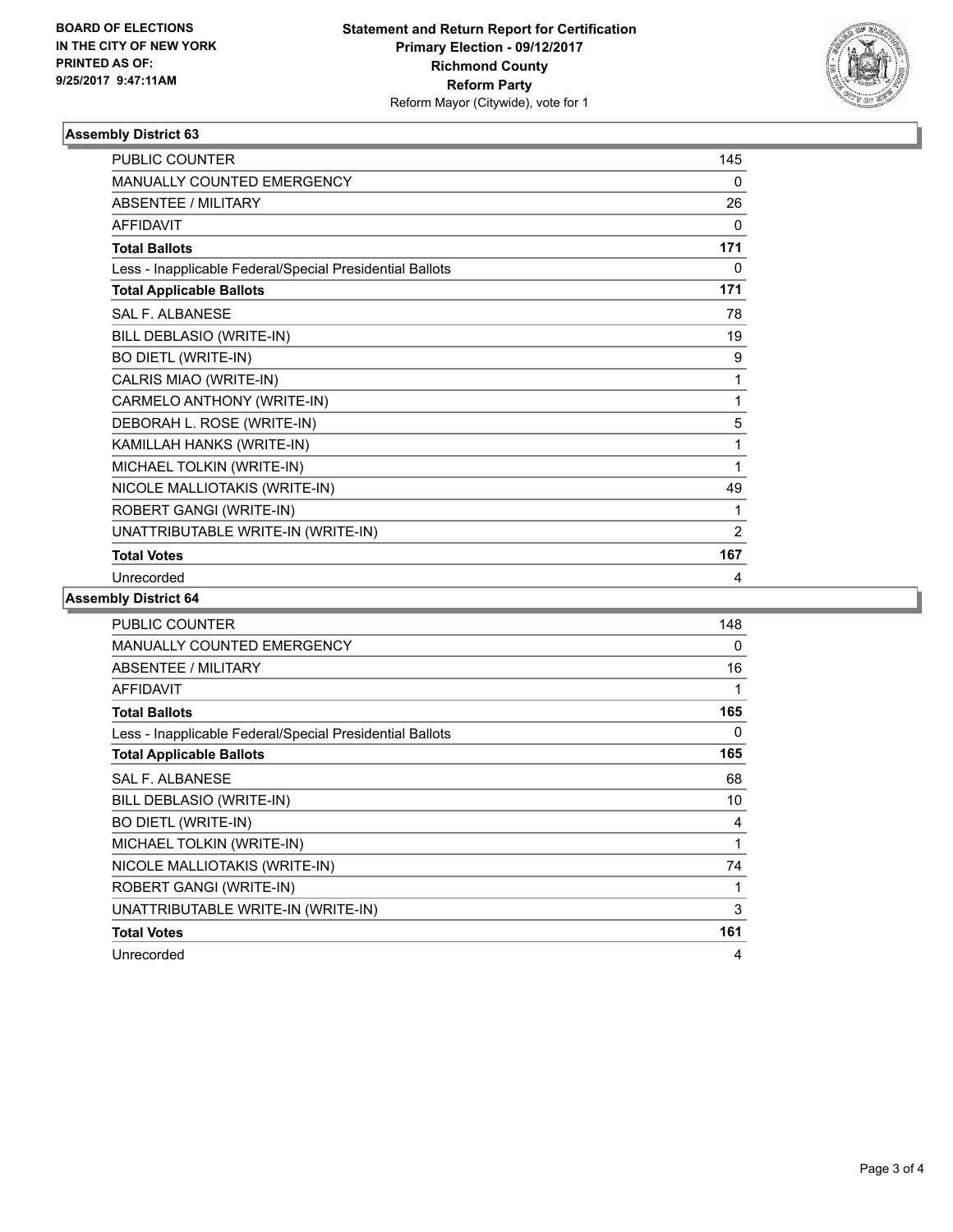**BOARD OF ELECTIONS IN THE CITY OF NEW YORK PRINTED AS OF: 9/25/2017 9:47:11AM**

**Statement and Return Report for Certification Primary Election - 09/12/2017 Richmond County Reform Party**
Reform Mayor (Citywide), vote for 1

### Assembly District 63

| | |
|---|---|
| PUBLIC COUNTER | 145 |
| MANUALLY COUNTED EMERGENCY | 0 |
| ABSENTEE / MILITARY | 26 |
| AFFIDAVIT | 0 |
| **Total Ballots** | **171** |
| Less - Inapplicable Federal/Special Presidential Ballots | 0 |
| **Total Applicable Ballots** | **171** |
| SAL F. ALBANESE | 78 |
| BILL DEBLASIO (WRITE-IN) | 19 |
| BO DIETL (WRITE-IN) | 9 |
| CALRIS MIAO (WRITE-IN) | 1 |
| CARMELO ANTHONY (WRITE-IN) | 1 |
| DEBORAH L. ROSE (WRITE-IN) | 5 |
| KAMILLAH HANKS (WRITE-IN) | 1 |
| MICHAEL TOLKIN (WRITE-IN) | 1 |
| NICOLE MALLIOTAKIS (WRITE-IN) | 49 |
| ROBERT GANGI (WRITE-IN) | 1 |
| UNATTRIBUTABLE WRITE-IN (WRITE-IN) | 2 |
| **Total Votes** | **167** |
| Unrecorded | 4 |

### Assembly District 64

| | |
|---|---|
| PUBLIC COUNTER | 148 |
| MANUALLY COUNTED EMERGENCY | 0 |
| ABSENTEE / MILITARY | 16 |
| AFFIDAVIT | 1 |
| **Total Ballots** | **165** |
| Less - Inapplicable Federal/Special Presidential Ballots | 0 |
| **Total Applicable Ballots** | **165** |
| SAL F. ALBANESE | 68 |
| BILL DEBLASIO (WRITE-IN) | 10 |
| BO DIETL (WRITE-IN) | 4 |
| MICHAEL TOLKIN (WRITE-IN) | 1 |
| NICOLE MALLIOTAKIS (WRITE-IN) | 74 |
| ROBERT GANGI (WRITE-IN) | 1 |
| UNATTRIBUTABLE WRITE-IN (WRITE-IN) | 3 |
| **Total Votes** | **161** |
| Unrecorded | 4 |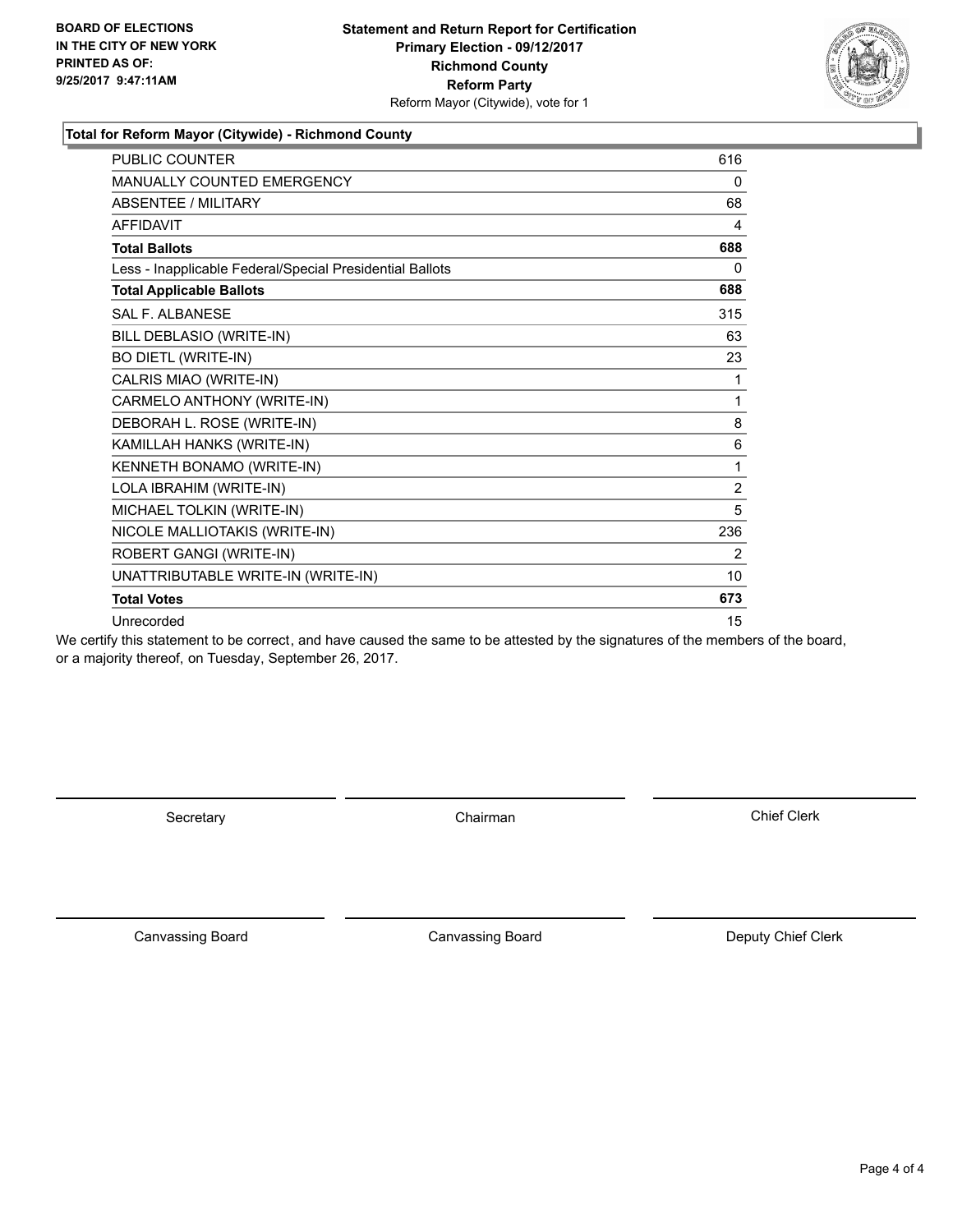**BOARD OF ELECTIONS IN THE CITY OF NEW YORK PRINTED AS OF: 9/25/2017 9:47:11AM**

**Statement and Return Report for Certification**
**Primary Election - 09/12/2017**
**Richmond County**
**Reform Party**
Reform Mayor (Citywide), vote for 1

### Total for Reform Mayor (Citywide) - Richmond County

| | |
|---|---|
| PUBLIC COUNTER | 616 |
| MANUALLY COUNTED EMERGENCY | 0 |
| ABSENTEE / MILITARY | 68 |
| AFFIDAVIT | 4 |
| **Total Ballots** | **688** |
| Less - Inapplicable Federal/Special Presidential Ballots | 0 |
| **Total Applicable Ballots** | **688** |
| SAL F. ALBANESE | 315 |
| BILL DEBLASIO (WRITE-IN) | 63 |
| BO DIETL (WRITE-IN) | 23 |
| CALRIS MIAO (WRITE-IN) | 1 |
| CARMELO ANTHONY (WRITE-IN) | 1 |
| DEBORAH L. ROSE (WRITE-IN) | 8 |
| KAMILLAH HANKS (WRITE-IN) | 6 |
| KENNETH BONAMO (WRITE-IN) | 1 |
| LOLA IBRAHIM (WRITE-IN) | 2 |
| MICHAEL TOLKIN (WRITE-IN) | 5 |
| NICOLE MALLIOTAKIS (WRITE-IN) | 236 |
| ROBERT GANGI (WRITE-IN) | 2 |
| UNATTRIBUTABLE WRITE-IN (WRITE-IN) | 10 |
| **Total Votes** | **673** |
| Unrecorded | 15 |

We certify this statement to be correct, and have caused the same to be attested by the signatures of the members of the board, or a majority thereof, on Tuesday, September 26, 2017.

Secretary

Chairman

Chief Clerk

Canvassing Board

Canvassing Board

Deputy Chief Clerk